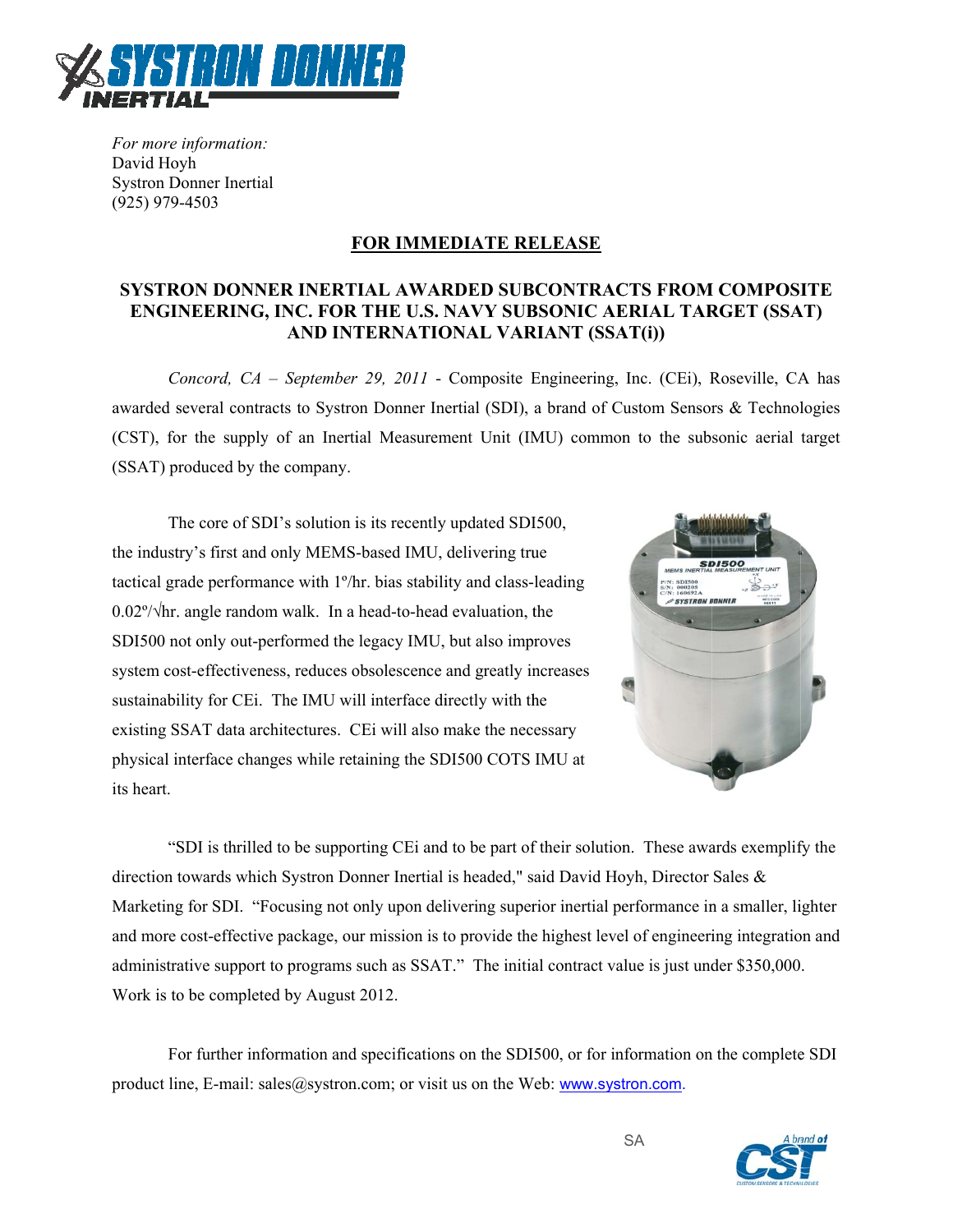*For more information:*
David Hoyh
Systron Donner Inertial
(925) 979-4503

**FOR IMMEDIATE RELEASE**

## SYSTRON DONNER INERTIAL AWARDED SUBCONTRACTS FROM COMPOSITE ENGINEERING, INC. FOR THE U.S. NAVY SUBSONIC AERIAL TARGET (SSAT) AND INTERNATIONAL VARIANT (SSAT(i))

*Concord, CA – September 29, 2011* - Composite Engineering, Inc. (CEi), Roseville, CA has awarded several contracts to Systron Donner Inertial (SDI), a brand of Custom Sensors & Technologies (CST), for the supply of an Inertial Measurement Unit (IMU) common to the subsonic aerial target (SSAT) produced by the company.

The core of SDI's solution is its recently updated SDI500, the industry's first and only MEMS-based IMU, delivering true tactical grade performance with 1º/hr. bias stability and class-leading 0.02º/√hr. angle random walk. In a head-to-head evaluation, the SDI500 not only out-performed the legacy IMU, but also improves system cost-effectiveness, reduces obsolescence and greatly increases sustainability for CEi. The IMU will interface directly with the existing SSAT data architectures. CEi will also make the necessary physical interface changes while retaining the SDI500 COTS IMU at its heart.

"SDI is thrilled to be supporting CEi and to be part of their solution. These awards exemplify the direction towards which Systron Donner Inertial is headed," said David Hoyh, Director Sales & Marketing for SDI. "Focusing not only upon delivering superior inertial performance in a smaller, lighter and more cost-effective package, our mission is to provide the highest level of engineering integration and administrative support to programs such as SSAT." The initial contract value is just under $350,000. Work is to be completed by August 2012.

For further information and specifications on the SDI500, or for information on the complete SDI product line, E-mail: sales@systron.com; or visit us on the Web: www.systron.com.

SA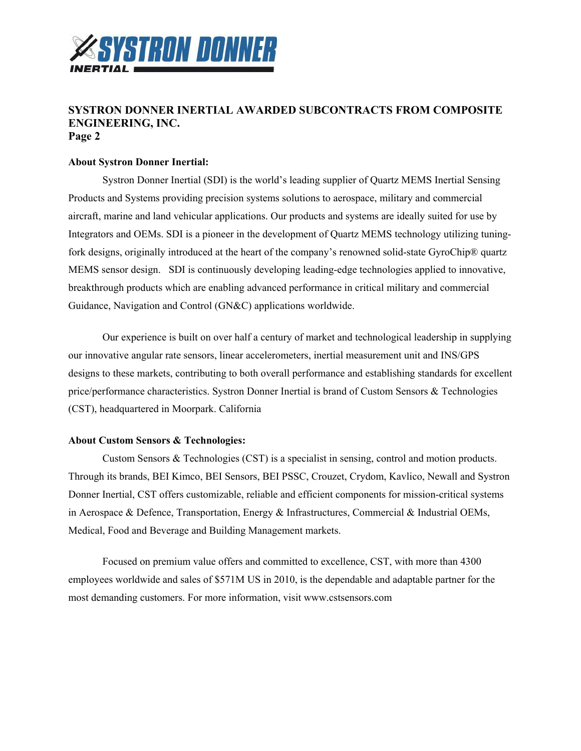**SYSTRON DONNER INERTIAL AWARDED SUBCONTRACTS FROM COMPOSITE ENGINEERING, INC.**
**Page 2**

**About Systron Donner Inertial:**

Systron Donner Inertial (SDI) is the world's leading supplier of Quartz MEMS Inertial Sensing Products and Systems providing precision systems solutions to aerospace, military and commercial aircraft, marine and land vehicular applications. Our products and systems are ideally suited for use by Integrators and OEMs. SDI is a pioneer in the development of Quartz MEMS technology utilizing tuning-fork designs, originally introduced at the heart of the company's renowned solid-state GyroChip® quartz MEMS sensor design. SDI is continuously developing leading-edge technologies applied to innovative, breakthrough products which are enabling advanced performance in critical military and commercial Guidance, Navigation and Control (GN&C) applications worldwide.

Our experience is built on over half a century of market and technological leadership in supplying our innovative angular rate sensors, linear accelerometers, inertial measurement unit and INS/GPS designs to these markets, contributing to both overall performance and establishing standards for excellent price/performance characteristics. Systron Donner Inertial is brand of Custom Sensors & Technologies (CST), headquartered in Moorpark. California

**About Custom Sensors & Technologies:**

Custom Sensors & Technologies (CST) is a specialist in sensing, control and motion products. Through its brands, BEI Kimco, BEI Sensors, BEI PSSC, Crouzet, Crydom, Kavlico, Newall and Systron Donner Inertial, CST offers customizable, reliable and efficient components for mission-critical systems in Aerospace & Defence, Transportation, Energy & Infrastructures, Commercial & Industrial OEMs, Medical, Food and Beverage and Building Management markets.

Focused on premium value offers and committed to excellence, CST, with more than 4300 employees worldwide and sales of $571M US in 2010, is the dependable and adaptable partner for the most demanding customers. For more information, visit www.cstsensors.com